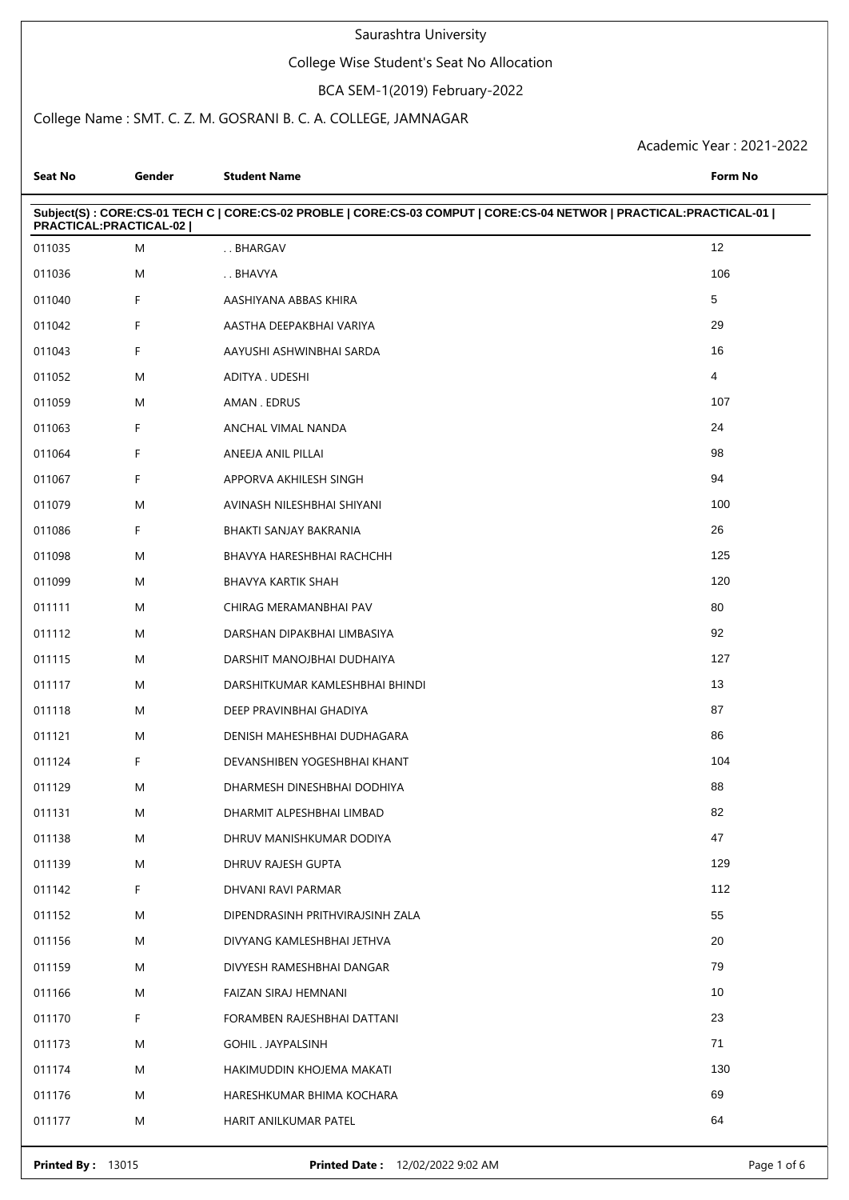# Saurashtra University

## College Wise Student's Seat No Allocation

### BCA SEM-1(2019) February-2022

College Name : SMT. C. Z. M. GOSRANI B. C. A. COLLEGE, JAMNAGAR

Academic Year : 2021-2022

**Subject(S) : CORE:CS-01 TECH C | CORE:CS-02 PROBLE | CORE:CS-03 COMPUT | CORE:CS-04 NETWOR | PRACTICAL:PRACTICAL-01 | PRACTICAL:PRACTICAL-02 |**

| Seat No | Gender | Student Name | Form No |
|---|---|---|---|
| 011035 | M | . . BHARGAV | 12 |
| 011036 | M | . . BHAVYA | 106 |
| 011040 | F | AASHIYANA ABBAS KHIRA | 5 |
| 011042 | F | AASTHA DEEPAKBHAI VARIYA | 29 |
| 011043 | F | AAYUSHI ASHWINBHAI SARDA | 16 |
| 011052 | M | ADITYA . UDESHI | 4 |
| 011059 | M | AMAN . EDRUS | 107 |
| 011063 | F | ANCHAL VIMAL NANDA | 24 |
| 011064 | F | ANEEJA ANIL PILLAI | 98 |
| 011067 | F | APPORVA AKHILESH SINGH | 94 |
| 011079 | M | AVINASH NILESHBHAI SHIYANI | 100 |
| 011086 | F | BHAKTI SANJAY BAKRANIA | 26 |
| 011098 | M | BHAVYA HARESHBHAI RACHCHH | 125 |
| 011099 | M | BHAVYA KARTIK SHAH | 120 |
| 011111 | M | CHIRAG MERAMANBHAI PAV | 80 |
| 011112 | M | DARSHAN DIPAKBHAI LIMBASIYA | 92 |
| 011115 | M | DARSHIT MANOJBHAI DUDHAIYA | 127 |
| 011117 | M | DARSHITKUMAR KAMLESHBHAI BHINDI | 13 |
| 011118 | M | DEEP PRAVINBHAI GHADIYA | 87 |
| 011121 | M | DENISH MAHESHBHAI DUDHAGARA | 86 |
| 011124 | F | DEVANSHIBEN YOGESHBHAI KHANT | 104 |
| 011129 | M | DHARMESH DINESHBHAI DODHIYA | 88 |
| 011131 | M | DHARMIT ALPESHBHAI LIMBAD | 82 |
| 011138 | M | DHRUV MANISHKUMAR DODIYA | 47 |
| 011139 | M | DHRUV RAJESH GUPTA | 129 |
| 011142 | F | DHVANI RAVI PARMAR | 112 |
| 011152 | M | DIPENDRASINH PRITHVIRAJSINH ZALA | 55 |
| 011156 | M | DIVYANG KAMLESHBHAI JETHVA | 20 |
| 011159 | M | DIVYESH RAMESHBHAI DANGAR | 79 |
| 011166 | M | FAIZAN SIRAJ HEMNANI | 10 |
| 011170 | F | FORAMBEN RAJESHBHAI DATTANI | 23 |
| 011173 | M | GOHIL . JAYPALSINH | 71 |
| 011174 | M | HAKIMUDDIN KHOJEMA MAKATI | 130 |
| 011176 | M | HARESHKUMAR BHIMA KOCHARA | 69 |
| 011177 | M | HARIT ANILKUMAR PATEL | 64 |

**Printed By :** 13015 **Printed Date :** 12/02/2022 9:02 AM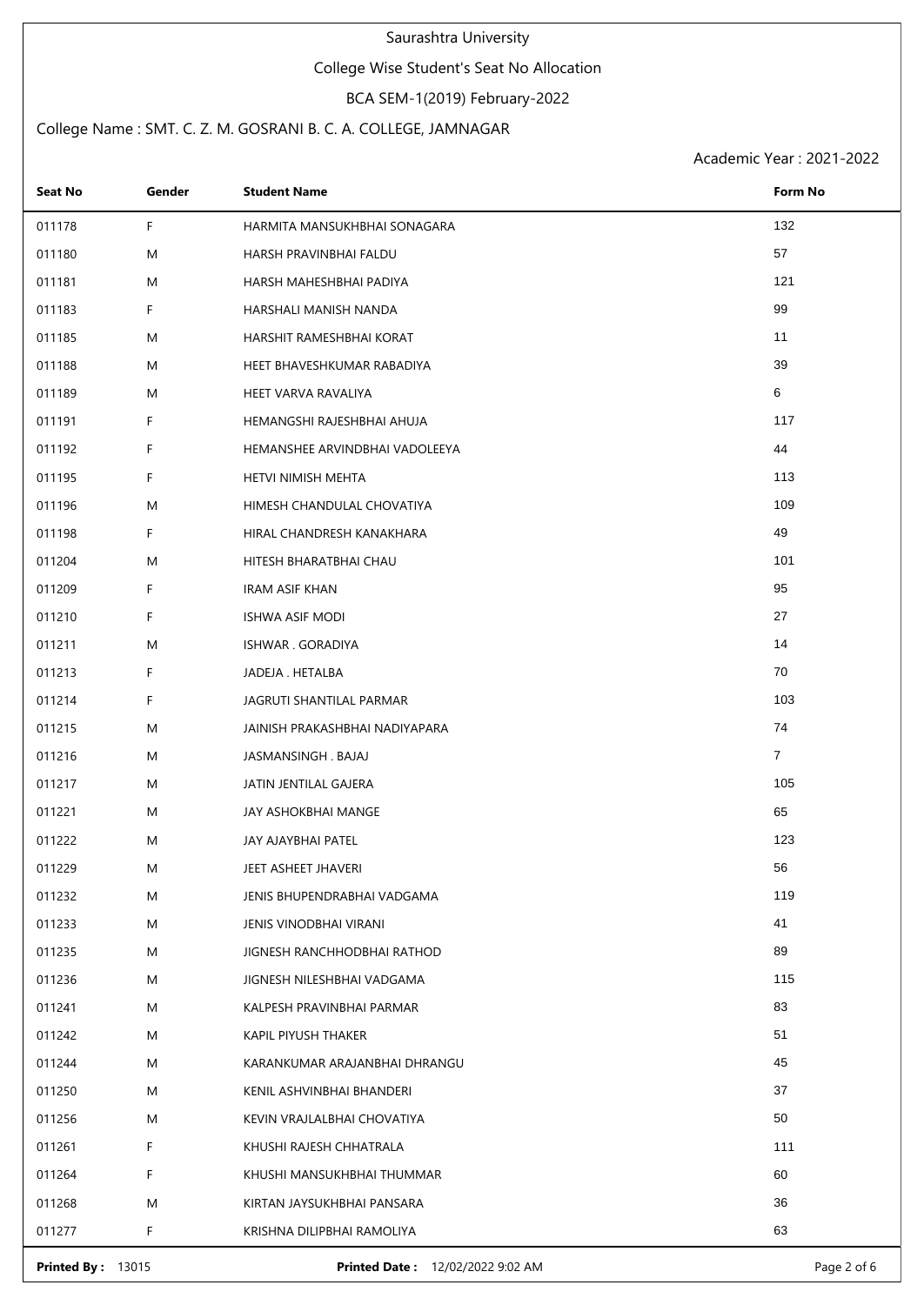Saurashtra University

College Wise Student's Seat No Allocation

BCA SEM-1(2019) February-2022

College Name : SMT. C. Z. M. GOSRANI B. C. A. COLLEGE, JAMNAGAR

Academic Year : 2021-2022

| Seat No | Gender | Student Name | Form No |
|---|---|---|---|
| 011178 | F | HARMITA MANSUKHBHAI SONAGARA | 132 |
| 011180 | M | HARSH PRAVINBHAI FALDU | 57 |
| 011181 | M | HARSH MAHESHBHAI PADIYA | 121 |
| 011183 | F | HARSHALI MANISH NANDA | 99 |
| 011185 | M | HARSHIT RAMESHBHAI KORAT | 11 |
| 011188 | M | HEET BHAVESHKUMAR RABADIYA | 39 |
| 011189 | M | HEET VARVA RAVALIYA | 6 |
| 011191 | F | HEMANGSHI RAJESHBHAI AHUJA | 117 |
| 011192 | F | HEMANSHEE ARVINDBHAI VADOLEEYA | 44 |
| 011195 | F | HETVI NIMISH MEHTA | 113 |
| 011196 | M | HIMESH CHANDULAL CHOVATIYA | 109 |
| 011198 | F | HIRAL CHANDRESH KANAKHARA | 49 |
| 011204 | M | HITESH BHARATBHAI CHAU | 101 |
| 011209 | F | IRAM ASIF KHAN | 95 |
| 011210 | F | ISHWA ASIF MODI | 27 |
| 011211 | M | ISHWAR . GORADIYA | 14 |
| 011213 | F | JADEJA . HETALBA | 70 |
| 011214 | F | JAGRUTI SHANTILAL PARMAR | 103 |
| 011215 | M | JAINISH PRAKASHBHAI NADIYAPARA | 74 |
| 011216 | M | JASMANSINGH . BAJAJ | 7 |
| 011217 | M | JATIN JENTILAL GAJERA | 105 |
| 011221 | M | JAY ASHOKBHAI MANGE | 65 |
| 011222 | M | JAY AJAYBHAI PATEL | 123 |
| 011229 | M | JEET ASHEET JHAVERI | 56 |
| 011232 | M | JENIS BHUPENDRABHAI VADGAMA | 119 |
| 011233 | M | JENIS VINODBHAI VIRANI | 41 |
| 011235 | M | JIGNESH RANCHHODBHAI RATHOD | 89 |
| 011236 | M | JIGNESH NILESHBHAI VADGAMA | 115 |
| 011241 | M | KALPESH PRAVINBHAI PARMAR | 83 |
| 011242 | M | KAPIL PIYUSH THAKER | 51 |
| 011244 | M | KARANKUMAR ARAJANBHAI DHRANGU | 45 |
| 011250 | M | KENIL ASHVINBHAI BHANDERI | 37 |
| 011256 | M | KEVIN VRAJLALBHAI CHOVATIYA | 50 |
| 011261 | F | KHUSHI RAJESH CHHATRALA | 111 |
| 011264 | F | KHUSHI MANSUKHBHAI THUMMAR | 60 |
| 011268 | M | KIRTAN JAYSUKHBHAI PANSARA | 36 |
| 011277 | F | KRISHNA DILIPBHAI RAMOLIYA | 63 |

**Printed By :** 13015 **Printed Date :** 12/02/2022 9:02 AM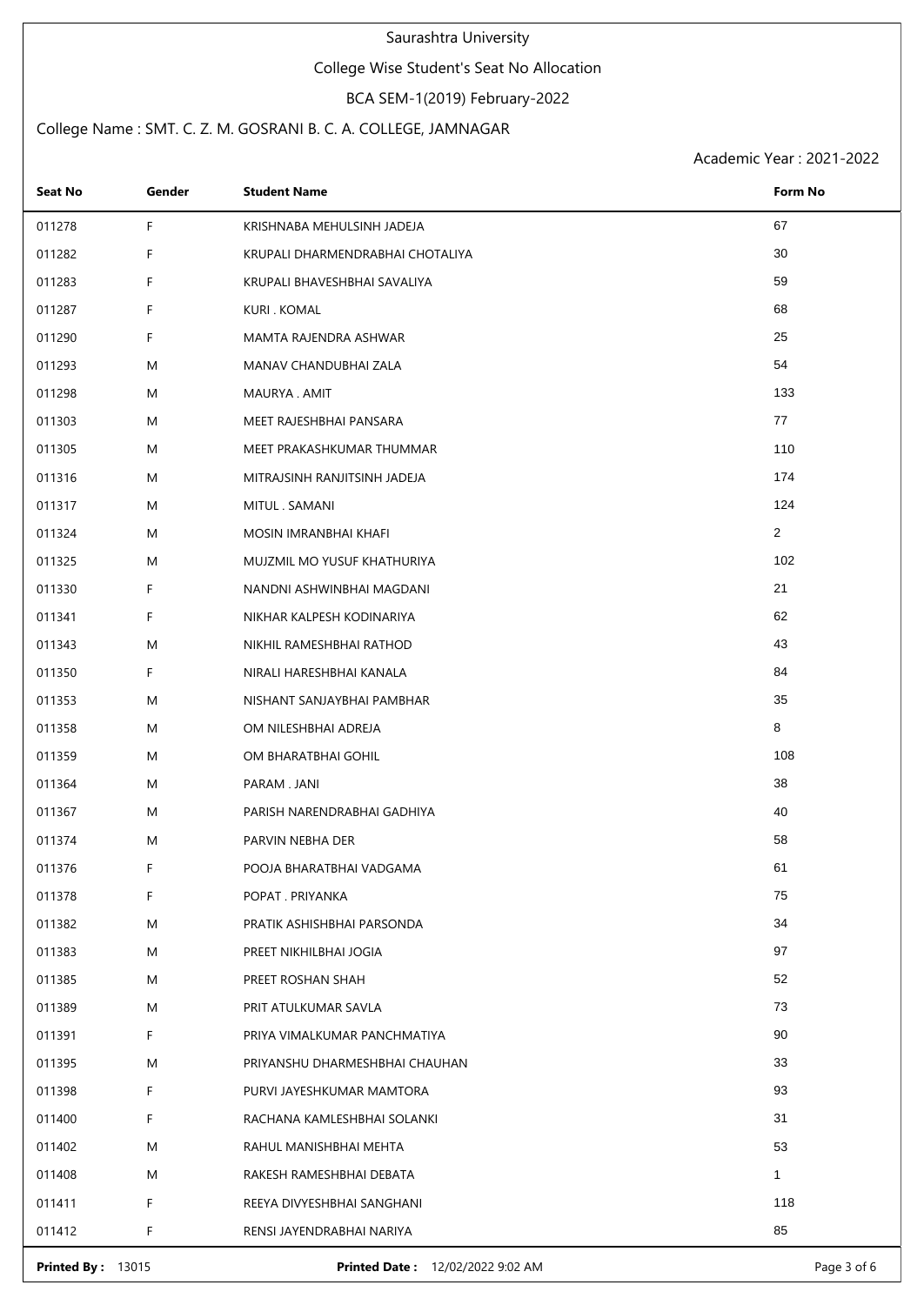Saurashtra University

College Wise Student's Seat No Allocation

BCA SEM-1(2019) February-2022

College Name : SMT. C. Z. M. GOSRANI B. C. A. COLLEGE, JAMNAGAR

Academic Year : 2021-2022

| Seat No | Gender | Student Name | Form No |
|---|---|---|---|
| 011278 | F | KRISHNABA MEHULSINH JADEJA | 67 |
| 011282 | F | KRUPALI DHARMENDRABHAI CHOTALIYA | 30 |
| 011283 | F | KRUPALI BHAVESHBHAI SAVALIYA | 59 |
| 011287 | F | KURI . KOMAL | 68 |
| 011290 | F | MAMTA RAJENDRA ASHWAR | 25 |
| 011293 | M | MANAV CHANDUBHAI ZALA | 54 |
| 011298 | M | MAURYA . AMIT | 133 |
| 011303 | M | MEET RAJESHBHAI PANSARA | 77 |
| 011305 | M | MEET PRAKASHKUMAR THUMMAR | 110 |
| 011316 | M | MITRAJSINH RANJITSINH JADEJA | 174 |
| 011317 | M | MITUL . SAMANI | 124 |
| 011324 | M | MOSIN IMRANBHAI KHAFI | 2 |
| 011325 | M | MUJZMIL MO YUSUF KHATHURIYA | 102 |
| 011330 | F | NANDNI ASHWINBHAI MAGDANI | 21 |
| 011341 | F | NIKHAR KALPESH KODINARIYA | 62 |
| 011343 | M | NIKHIL RAMESHBHAI RATHOD | 43 |
| 011350 | F | NIRALI HARESHBHAI KANALA | 84 |
| 011353 | M | NISHANT SANJAYBHAI PAMBHAR | 35 |
| 011358 | M | OM NILESHBHAI ADREJA | 8 |
| 011359 | M | OM BHARATBHAI GOHIL | 108 |
| 011364 | M | PARAM . JANI | 38 |
| 011367 | M | PARISH NARENDRABHAI GADHIYA | 40 |
| 011374 | M | PARVIN NEBHA DER | 58 |
| 011376 | F | POOJA BHARATBHAI VADGAMA | 61 |
| 011378 | F | POPAT . PRIYANKA | 75 |
| 011382 | M | PRATIK ASHISHBHAI PARSONDA | 34 |
| 011383 | M | PREET NIKHILBHAI JOGIA | 97 |
| 011385 | M | PREET ROSHAN SHAH | 52 |
| 011389 | M | PRIT ATULKUMAR SAVLA | 73 |
| 011391 | F | PRIYA VIMALKUMAR PANCHMATIYA | 90 |
| 011395 | M | PRIYANSHU DHARMESHBHAI CHAUHAN | 33 |
| 011398 | F | PURVI JAYESHKUMAR MAMTORA | 93 |
| 011400 | F | RACHANA KAMLESHBHAI SOLANKI | 31 |
| 011402 | M | RAHUL MANISHBHAI MEHTA | 53 |
| 011408 | M | RAKESH RAMESHBHAI DEBATA | 1 |
| 011411 | F | REEYA DIVYESHBHAI SANGHANI | 118 |
| 011412 | F | RENSI JAYENDRABHAI NARIYA | 85 |

**Printed By :** 13015 **Printed Date :** 12/02/2022 9:02 AM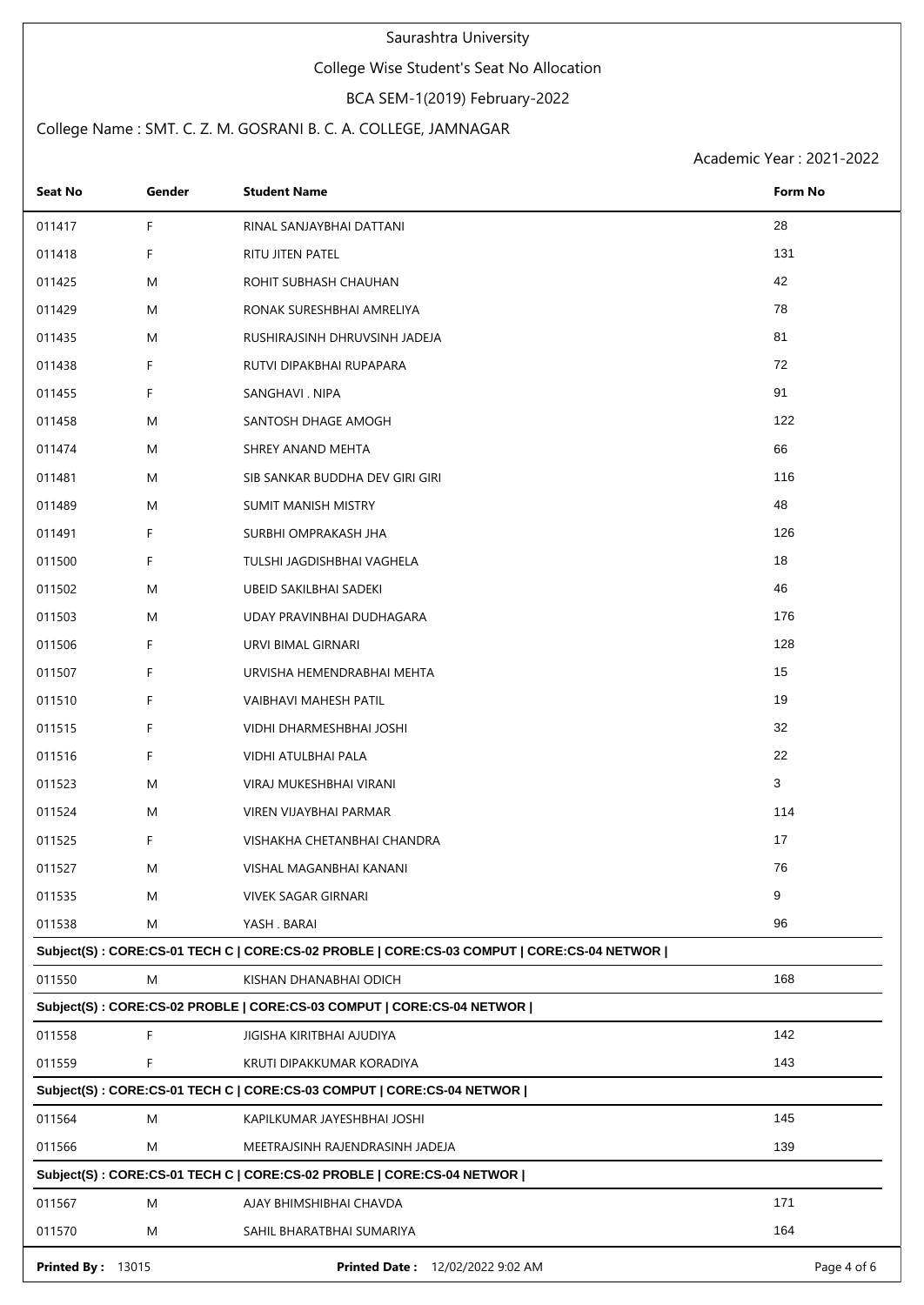Saurashtra University

College Wise Student's Seat No Allocation

BCA SEM-1(2019) February-2022

College Name : SMT. C. Z. M. GOSRANI B. C. A. COLLEGE, JAMNAGAR

Academic Year : 2021-2022

| Seat No | Gender | Student Name | Form No |
|---|---|---|---|
| 011417 | F | RINAL SANJAYBHAI DATTANI | 28 |
| 011418 | F | RITU JITEN PATEL | 131 |
| 011425 | M | ROHIT SUBHASH CHAUHAN | 42 |
| 011429 | M | RONAK SURESHBHAI AMRELIYA | 78 |
| 011435 | M | RUSHIRAJSINH DHRUVSINH JADEJA | 81 |
| 011438 | F | RUTVI DIPAKBHAI RUPAPARA | 72 |
| 011455 | F | SANGHAVI . NIPA | 91 |
| 011458 | M | SANTOSH DHAGE AMOGH | 122 |
| 011474 | M | SHREY ANAND MEHTA | 66 |
| 011481 | M | SIB SANKAR BUDDHA DEV GIRI GIRI | 116 |
| 011489 | M | SUMIT MANISH MISTRY | 48 |
| 011491 | F | SURBHI OMPRAKASH JHA | 126 |
| 011500 | F | TULSHI JAGDISHBHAI VAGHELA | 18 |
| 011502 | M | UBEID SAKILBHAI SADEKI | 46 |
| 011503 | M | UDAY PRAVINBHAI DUDHAGARA | 176 |
| 011506 | F | URVI BIMAL GIRNARI | 128 |
| 011507 | F | URVISHA HEMENDRABHAI MEHTA | 15 |
| 011510 | F | VAIBHAVI MAHESH PATIL | 19 |
| 011515 | F | VIDHI DHARMESHBHAI JOSHI | 32 |
| 011516 | F | VIDHI ATULBHAI PALA | 22 |
| 011523 | M | VIRAJ MUKESHBHAI VIRANI | 3 |
| 011524 | M | VIREN VIJAYBHAI PARMAR | 114 |
| 011525 | F | VISHAKHA CHETANBHAI CHANDRA | 17 |
| 011527 | M | VISHAL MAGANBHAI KANANI | 76 |
| 011535 | M | VIVEK SAGAR GIRNARI | 9 |
| 011538 | M | YASH . BARAI | 96 |

**Subject(S) : CORE:CS-01 TECH C | CORE:CS-02 PROBLE | CORE:CS-03 COMPUT | CORE:CS-04 NETWOR |**

| Seat No | Gender | Student Name | Form No |
|---|---|---|---|
| 011550 | M | KISHAN DHANABHAI ODICH | 168 |

**Subject(S) : CORE:CS-02 PROBLE | CORE:CS-03 COMPUT | CORE:CS-04 NETWOR |**

| Seat No | Gender | Student Name | Form No |
|---|---|---|---|
| 011558 | F | JIGISHA KIRITBHAI AJUDIYA | 142 |
| 011559 | F | KRUTI DIPAKKUMAR KORADIYA | 143 |

**Subject(S) : CORE:CS-01 TECH C | CORE:CS-03 COMPUT | CORE:CS-04 NETWOR |**

| Seat No | Gender | Student Name | Form No |
|---|---|---|---|
| 011564 | M | KAPILKUMAR JAYESHBHAI JOSHI | 145 |
| 011566 | M | MEETRAJSINH RAJENDRASINH JADEJA | 139 |

**Subject(S) : CORE:CS-01 TECH C | CORE:CS-02 PROBLE | CORE:CS-04 NETWOR |**

| Seat No | Gender | Student Name | Form No |
|---|---|---|---|
| 011567 | M | AJAY BHIMSHIBHAI CHAVDA | 171 |
| 011570 | M | SAHIL BHARATBHAI SUMARIYA | 164 |

**Printed By :** 13015 **Printed Date :** 12/02/2022 9:02 AM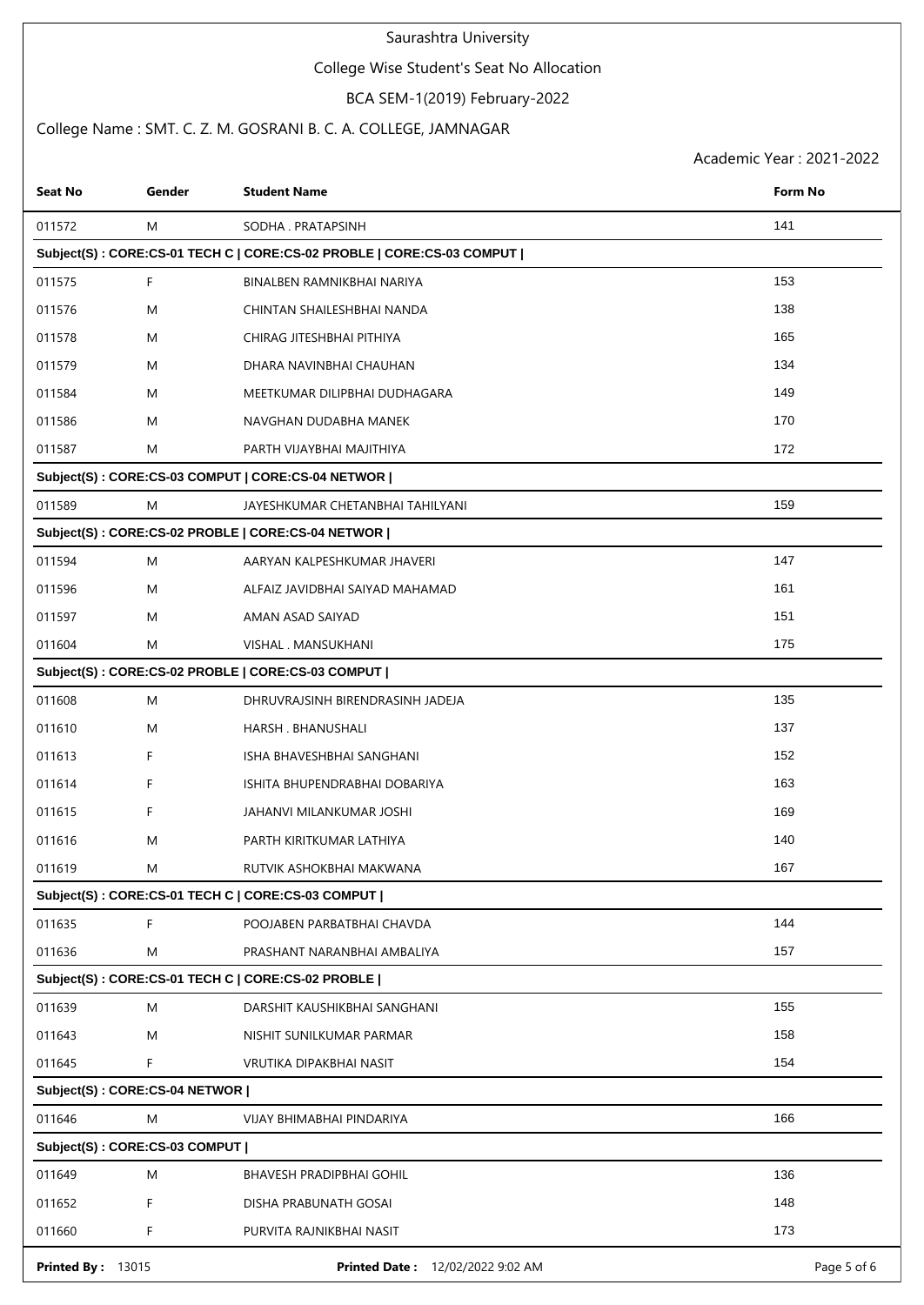Saurashtra University

College Wise Student's Seat No Allocation

BCA SEM-1(2019) February-2022

College Name : SMT. C. Z. M. GOSRANI B. C. A. COLLEGE, JAMNAGAR

Academic Year : 2021-2022

| Seat No | Gender | Student Name | Form No |
|---|---|---|---|
| 011572 | M | SODHA . PRATAPSINH | 141 |
| **Subject(S) : CORE:CS-01 TECH C \| CORE:CS-02 PROBLE \| CORE:CS-03 COMPUT \|** | | | |
| 011575 | F | BINALBEN RAMNIKBHAI NARIYA | 153 |
| 011576 | M | CHINTAN SHAILESHBHAI NANDA | 138 |
| 011578 | M | CHIRAG JITESHBHAI PITHIYA | 165 |
| 011579 | M | DHARA NAVINBHAI CHAUHAN | 134 |
| 011584 | M | MEETKUMAR DILIPBHAI DUDHAGARA | 149 |
| 011586 | M | NAVGHAN DUDABHA MANEK | 170 |
| 011587 | M | PARTH VIJAYBHAI MAJITHIYA | 172 |
| **Subject(S) : CORE:CS-03 COMPUT \| CORE:CS-04 NETWOR \|** | | | |
| 011589 | M | JAYESHKUMAR CHETANBHAI TAHILYANI | 159 |
| **Subject(S) : CORE:CS-02 PROBLE \| CORE:CS-04 NETWOR \|** | | | |
| 011594 | M | AARYAN KALPESHKUMAR JHAVERI | 147 |
| 011596 | M | ALFAIZ JAVIDBHAI SAIYAD MAHAMAD | 161 |
| 011597 | M | AMAN ASAD SAIYAD | 151 |
| 011604 | M | VISHAL . MANSUKHANI | 175 |
| **Subject(S) : CORE:CS-02 PROBLE \| CORE:CS-03 COMPUT \|** | | | |
| 011608 | M | DHRUVRAJSINH BIRENDRASINH JADEJA | 135 |
| 011610 | M | HARSH . BHANUSHALI | 137 |
| 011613 | F | ISHA BHAVESHBHAI SANGHANI | 152 |
| 011614 | F | ISHITA BHUPENDRABHAI DOBARIYA | 163 |
| 011615 | F | JAHANVI MILANKUMAR JOSHI | 169 |
| 011616 | M | PARTH KIRITKUMAR LATHIYA | 140 |
| 011619 | M | RUTVIK ASHOKBHAI MAKWANA | 167 |
| **Subject(S) : CORE:CS-01 TECH C \| CORE:CS-03 COMPUT \|** | | | |
| 011635 | F | POOJABEN PARBATBHAI CHAVDA | 144 |
| 011636 | M | PRASHANT NARANBHAI AMBALIYA | 157 |
| **Subject(S) : CORE:CS-01 TECH C \| CORE:CS-02 PROBLE \|** | | | |
| 011639 | M | DARSHIT KAUSHIKBHAI SANGHANI | 155 |
| 011643 | M | NISHIT SUNILKUMAR PARMAR | 158 |
| 011645 | F | VRUTIKA DIPAKBHAI NASIT | 154 |
| **Subject(S) : CORE:CS-04 NETWOR \|** | | | |
| 011646 | M | VIJAY BHIMABHAI PINDARIYA | 166 |
| **Subject(S) : CORE:CS-03 COMPUT \|** | | | |
| 011649 | M | BHAVESH PRADIPBHAI GOHIL | 136 |
| 011652 | F | DISHA PRABUNATH GOSAI | 148 |
| 011660 | F | PURVITA RAJNIKBHAI NASIT | 173 |

**Printed By :** 13015 **Printed Date :** 12/02/2022 9:02 AM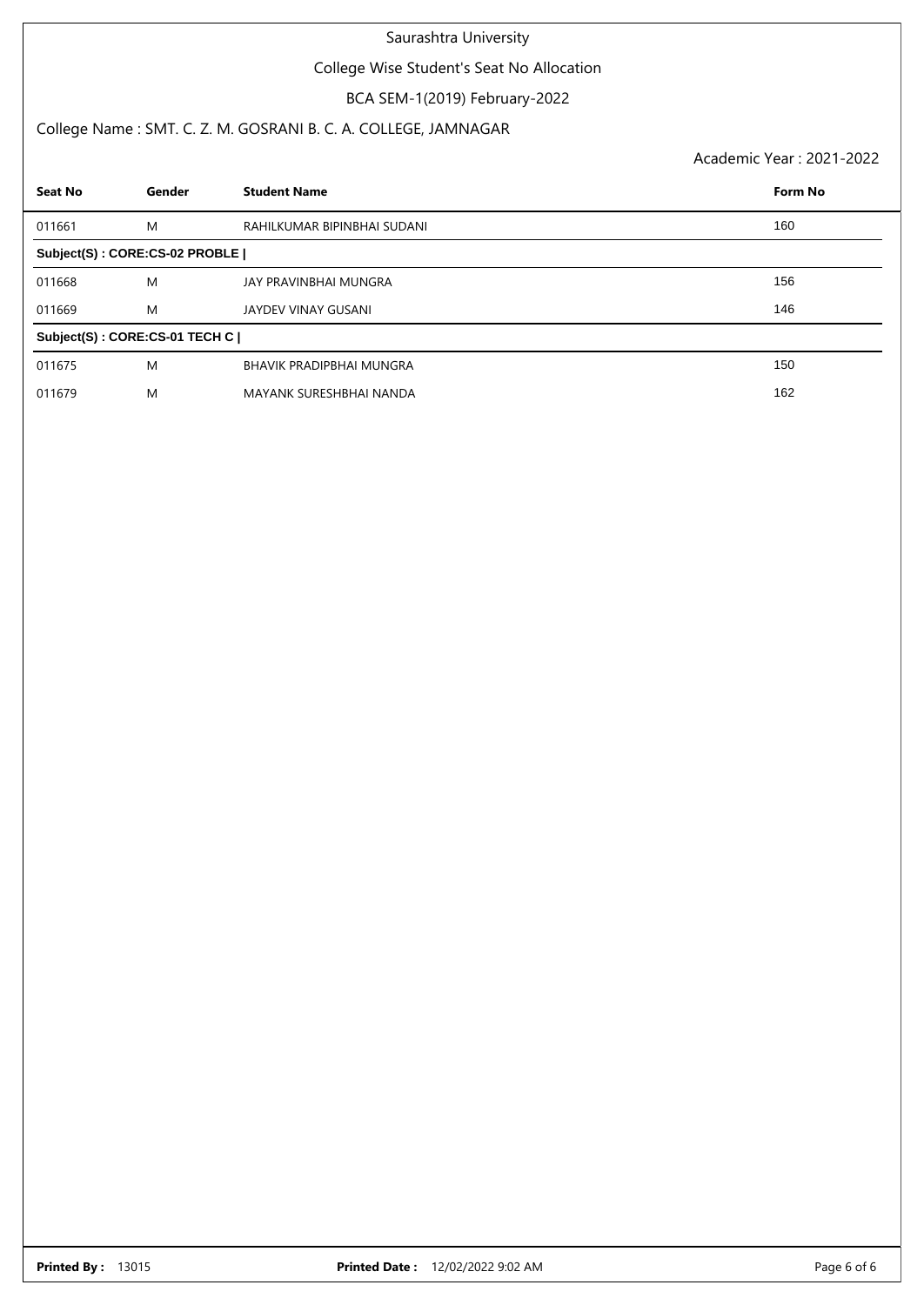Saurashtra University

College Wise Student's Seat No Allocation

BCA SEM-1(2019) February-2022

College Name : SMT. C. Z. M. GOSRANI B. C. A. COLLEGE, JAMNAGAR

Academic Year : 2021-2022

| Seat No | Gender | Student Name | Form No |
|---|---|---|---|
| 011661 | M | RAHILKUMAR BIPINBHAI SUDANI | 160 |
| **Subject(S) : CORE:CS-02 PROBLE \|** | | | |
| 011668 | M | JAY PRAVINBHAI MUNGRA | 156 |
| 011669 | M | JAYDEV VINAY GUSANI | 146 |
| **Subject(S) : CORE:CS-01 TECH C \|** | | | |
| 011675 | M | BHAVIK PRADIPBHAI MUNGRA | 150 |
| 011679 | M | MAYANK SURESHBHAI NANDA | 162 |

**Printed By :** 13015 **Printed Date :** 12/02/2022 9:02 AM